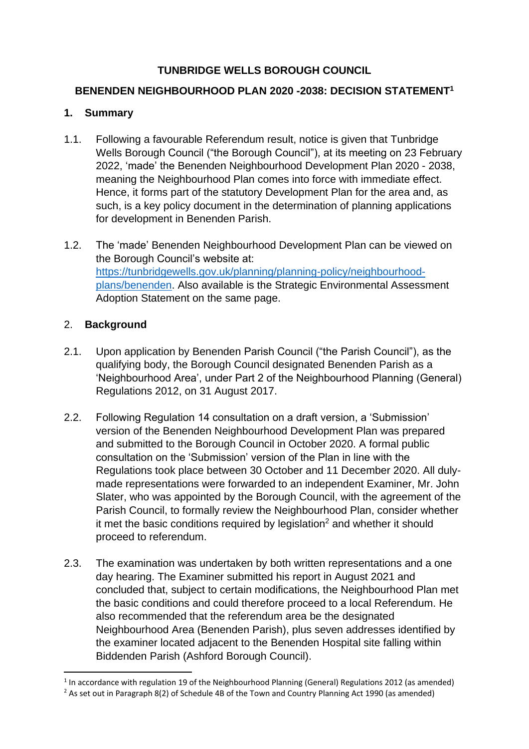# TUNBRIDGE WELLS BOROUGH COUNCIL

## BENENDEN NEIGHBOURHOOD PLAN 2020 -2038: DECISION STATEMENT[1]

## 1. Summary

1.1. Following a favourable Referendum result, notice is given that Tunbridge Wells Borough Council ("the Borough Council"), at its meeting on 23 February 2022, 'made' the Benenden Neighbourhood Development Plan 2020 - 2038, meaning the Neighbourhood Plan comes into force with immediate effect. Hence, it forms part of the statutory Development Plan for the area and, as such, is a key policy document in the determination of planning applications for development in Benenden Parish.

1.2. The 'made' Benenden Neighbourhood Development Plan can be viewed on the Borough Council's website at: [https://tunbridgewells.gov.uk/planning/planning-policy/neighbourhood-plans/benenden](https://tunbridgewells.gov.uk/planning/planning-policy/neighbourhood-plans/benenden). Also available is the Strategic Environmental Assessment Adoption Statement on the same page.

## 2. Background

2.1. Upon application by Benenden Parish Council ("the Parish Council"), as the qualifying body, the Borough Council designated Benenden Parish as a 'Neighbourhood Area', under Part 2 of the Neighbourhood Planning (General) Regulations 2012, on 31 August 2017.

2.2. Following Regulation 14 consultation on a draft version, a 'Submission' version of the Benenden Neighbourhood Development Plan was prepared and submitted to the Borough Council in October 2020. A formal public consultation on the 'Submission' version of the Plan in line with the Regulations took place between 30 October and 11 December 2020. All duly-made representations were forwarded to an independent Examiner, Mr. John Slater, who was appointed by the Borough Council, with the agreement of the Parish Council, to formally review the Neighbourhood Plan, consider whether it met the basic conditions required by legislation[2] and whether it should proceed to referendum.

2.3. The examination was undertaken by both written representations and a one day hearing. The Examiner submitted his report in August 2021 and concluded that, subject to certain modifications, the Neighbourhood Plan met the basic conditions and could therefore proceed to a local Referendum. He also recommended that the referendum area be the designated Neighbourhood Area (Benenden Parish), plus seven addresses identified by the examiner located adjacent to the Benenden Hospital site falling within Biddenden Parish (Ashford Borough Council).

[1] In accordance with regulation 19 of the Neighbourhood Planning (General) Regulations 2012 (as amended)

[2] As set out in Paragraph 8(2) of Schedule 4B of the Town and Country Planning Act 1990 (as amended)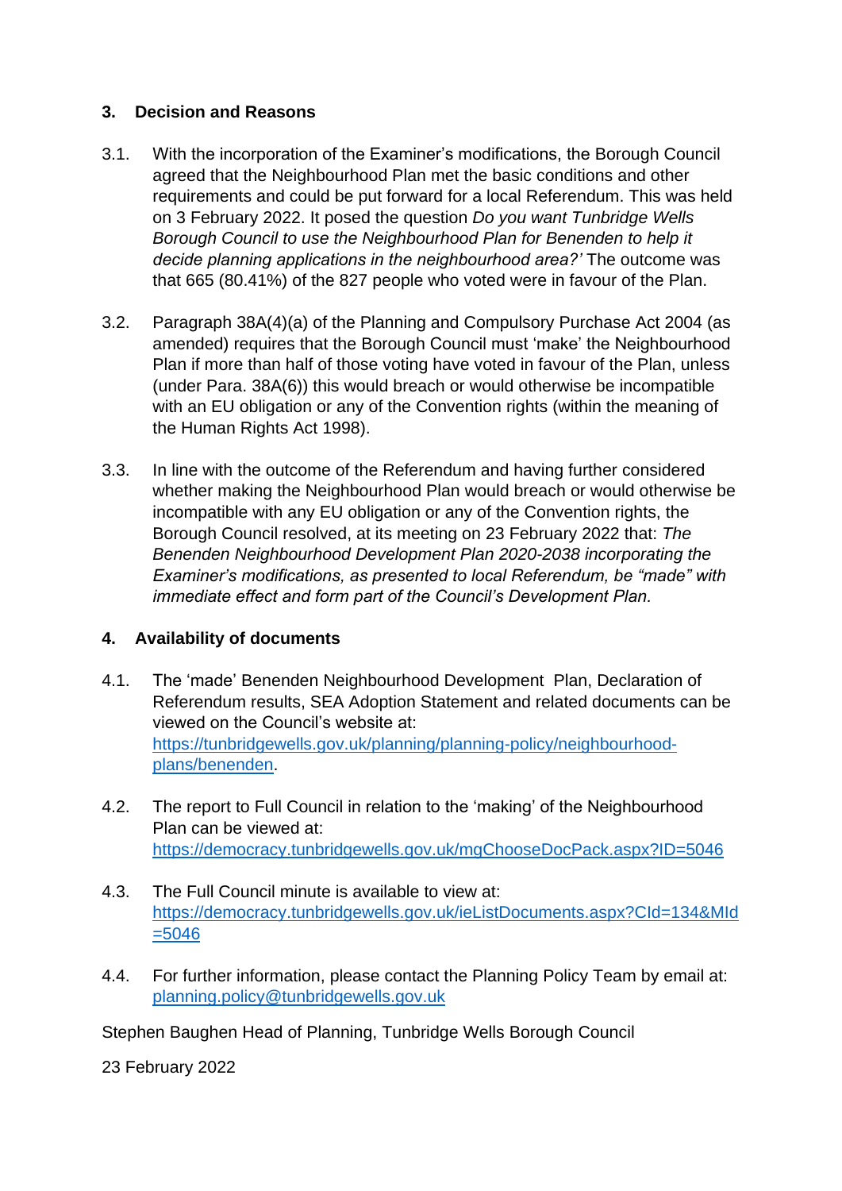## 3. Decision and Reasons

3.1. With the incorporation of the Examiner's modifications, the Borough Council agreed that the Neighbourhood Plan met the basic conditions and other requirements and could be put forward for a local Referendum. This was held on 3 February 2022. It posed the question *Do you want Tunbridge Wells Borough Council to use the Neighbourhood Plan for Benenden to help it decide planning applications in the neighbourhood area?'* The outcome was that 665 (80.41%) of the 827 people who voted were in favour of the Plan.

3.2. Paragraph 38A(4)(a) of the Planning and Compulsory Purchase Act 2004 (as amended) requires that the Borough Council must 'make' the Neighbourhood Plan if more than half of those voting have voted in favour of the Plan, unless (under Para. 38A(6)) this would breach or would otherwise be incompatible with an EU obligation or any of the Convention rights (within the meaning of the Human Rights Act 1998).

3.3. In line with the outcome of the Referendum and having further considered whether making the Neighbourhood Plan would breach or would otherwise be incompatible with any EU obligation or any of the Convention rights, the Borough Council resolved, at its meeting on 23 February 2022 that: *The Benenden Neighbourhood Development Plan 2020-2038 incorporating the Examiner's modifications, as presented to local Referendum, be "made" with immediate effect and form part of the Council's Development Plan.*

## 4. Availability of documents

4.1. The 'made' Benenden Neighbourhood Development Plan, Declaration of Referendum results, SEA Adoption Statement and related documents can be viewed on the Council's website at: https://tunbridgewells.gov.uk/planning/planning-policy/neighbourhood-plans/benenden.

4.2. The report to Full Council in relation to the 'making' of the Neighbourhood Plan can be viewed at: https://democracy.tunbridgewells.gov.uk/mgChooseDocPack.aspx?ID=5046

4.3. The Full Council minute is available to view at: https://democracy.tunbridgewells.gov.uk/ieListDocuments.aspx?CId=134&MId=5046

4.4. For further information, please contact the Planning Policy Team by email at: planning.policy@tunbridgewells.gov.uk

Stephen Baughen Head of Planning, Tunbridge Wells Borough Council

23 February 2022